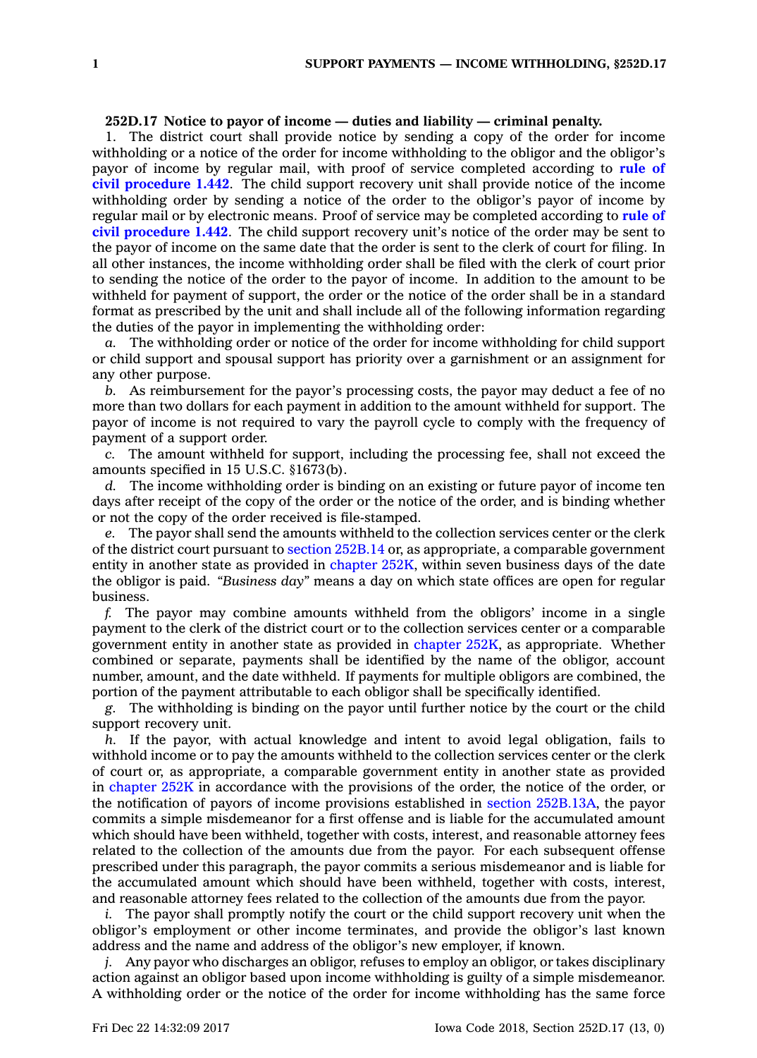**252D.17 Notice to payor of income — duties and liability — criminal penalty.**

1. The district court shall provide notice by sending a copy of the order for income withholding or a notice of the order for income withholding to the obligor and the obligor's payor of income by regular mail, with proof of service completed according to **rule of civil procedure 1.442**. The child support recovery unit shall provide notice of the income withholding order by sending a notice of the order to the obligor's payor of income by regular mail or by electronic means. Proof of service may be completed according to **rule of civil procedure 1.442**. The child support recovery unit's notice of the order may be sent to the payor of income on the same date that the order is sent to the clerk of court for filing. In all other instances, the income withholding order shall be filed with the clerk of court prior to sending the notice of the order to the payor of income. In addition to the amount to be withheld for payment of support, the order or the notice of the order shall be in a standard format as prescribed by the unit and shall include all of the following information regarding the duties of the payor in implementing the withholding order:

*a.* The withholding order or notice of the order for income withholding for child support or child support and spousal support has priority over a garnishment or an assignment for any other purpose.

*b.* As reimbursement for the payor's processing costs, the payor may deduct a fee of no more than two dollars for each payment in addition to the amount withheld for support. The payor of income is not required to vary the payroll cycle to comply with the frequency of payment of a support order.

*c.* The amount withheld for support, including the processing fee, shall not exceed the amounts specified in 15 U.S.C. §1673(b).

*d.* The income withholding order is binding on an existing or future payor of income ten days after receipt of the copy of the order or the notice of the order, and is binding whether or not the copy of the order received is file-stamped.

*e.* The payor shall send the amounts withheld to the collection services center or the clerk of the district court pursuant to section 252B.14 or, as appropriate, a comparable government entity in another state as provided in chapter 252K, within seven business days of the date the obligor is paid. *"Business day"* means a day on which state offices are open for regular business.

*f.* The payor may combine amounts withheld from the obligors' income in a single payment to the clerk of the district court or to the collection services center or a comparable government entity in another state as provided in chapter 252K, as appropriate. Whether combined or separate, payments shall be identified by the name of the obligor, account number, amount, and the date withheld. If payments for multiple obligors are combined, the portion of the payment attributable to each obligor shall be specifically identified.

*g.* The withholding is binding on the payor until further notice by the court or the child support recovery unit.

*h.* If the payor, with actual knowledge and intent to avoid legal obligation, fails to withhold income or to pay the amounts withheld to the collection services center or the clerk of court or, as appropriate, a comparable government entity in another state as provided in chapter 252K in accordance with the provisions of the order, the notice of the order, or the notification of payors of income provisions established in section 252B.13A, the payor commits a simple misdemeanor for a first offense and is liable for the accumulated amount which should have been withheld, together with costs, interest, and reasonable attorney fees related to the collection of the amounts due from the payor. For each subsequent offense prescribed under this paragraph, the payor commits a serious misdemeanor and is liable for the accumulated amount which should have been withheld, together with costs, interest, and reasonable attorney fees related to the collection of the amounts due from the payor.

*i.* The payor shall promptly notify the court or the child support recovery unit when the obligor's employment or other income terminates, and provide the obligor's last known address and the name and address of the obligor's new employer, if known.

*j.* Any payor who discharges an obligor, refuses to employ an obligor, or takes disciplinary action against an obligor based upon income withholding is guilty of a simple misdemeanor. A withholding order or the notice of the order for income withholding has the same force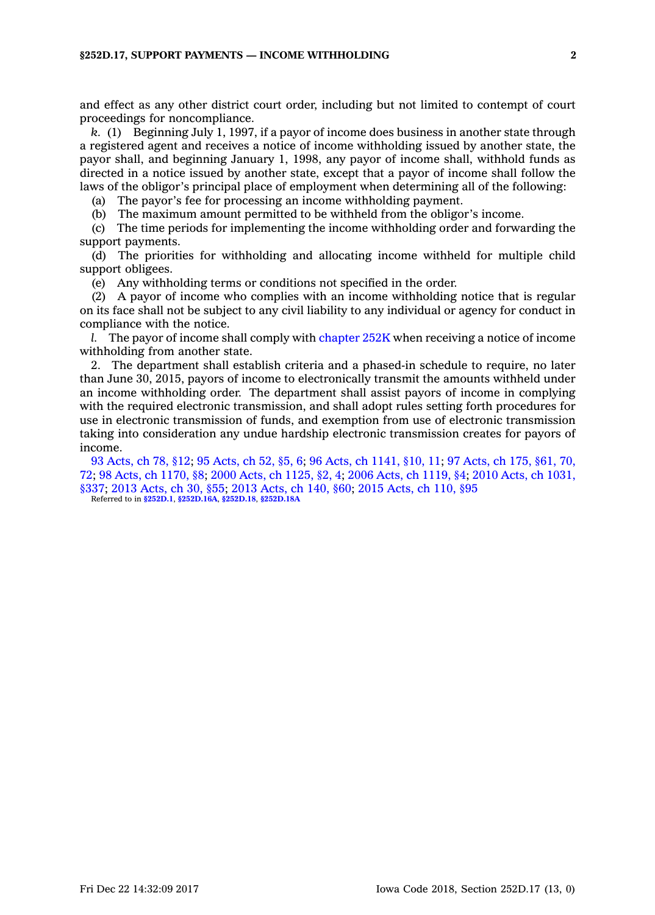and effect as any other district court order, including but not limited to contempt of court proceedings for noncompliance.

*k.* (1) Beginning July 1, 1997, if a payor of income does business in another state through a registered agent and receives a notice of income withholding issued by another state, the payor shall, and beginning January 1, 1998, any payor of income shall, withhold funds as directed in a notice issued by another state, except that a payor of income shall follow the laws of the obligor's principal place of employment when determining all of the following:

(a) The payor's fee for processing an income withholding payment.

(b) The maximum amount permitted to be withheld from the obligor's income.

(c) The time periods for implementing the income withholding order and forwarding the support payments.

(d) The priorities for withholding and allocating income withheld for multiple child support obligees.

(e) Any withholding terms or conditions not specified in the order.

(2) A payor of income who complies with an income withholding notice that is regular on its face shall not be subject to any civil liability to any individual or agency for conduct in compliance with the notice.

*l.* The payor of income shall comply with chapter 252K when receiving a notice of income withholding from another state.

2. The department shall establish criteria and a phased-in schedule to require, no later than June 30, 2015, payors of income to electronically transmit the amounts withheld under an income withholding order. The department shall assist payors of income in complying with the required electronic transmission, and shall adopt rules setting forth procedures for use in electronic transmission of funds, and exemption from use of electronic transmission taking into consideration any undue hardship electronic transmission creates for payors of income.

93 Acts, ch 78, §12; 95 Acts, ch 52, §5, 6; 96 Acts, ch 1141, §10, 11; 97 Acts, ch 175, §61, 70, 72; 98 Acts, ch 1170, §8; 2000 Acts, ch 1125, §2, 4; 2006 Acts, ch 1119, §4; 2010 Acts, ch 1031, §337; 2013 Acts, ch 30, §55; 2013 Acts, ch 140, §60; 2015 Acts, ch 110, §95

Referred to in **§252D.1**, **§252D.16A**, **§252D.18**, **§252D.18A**